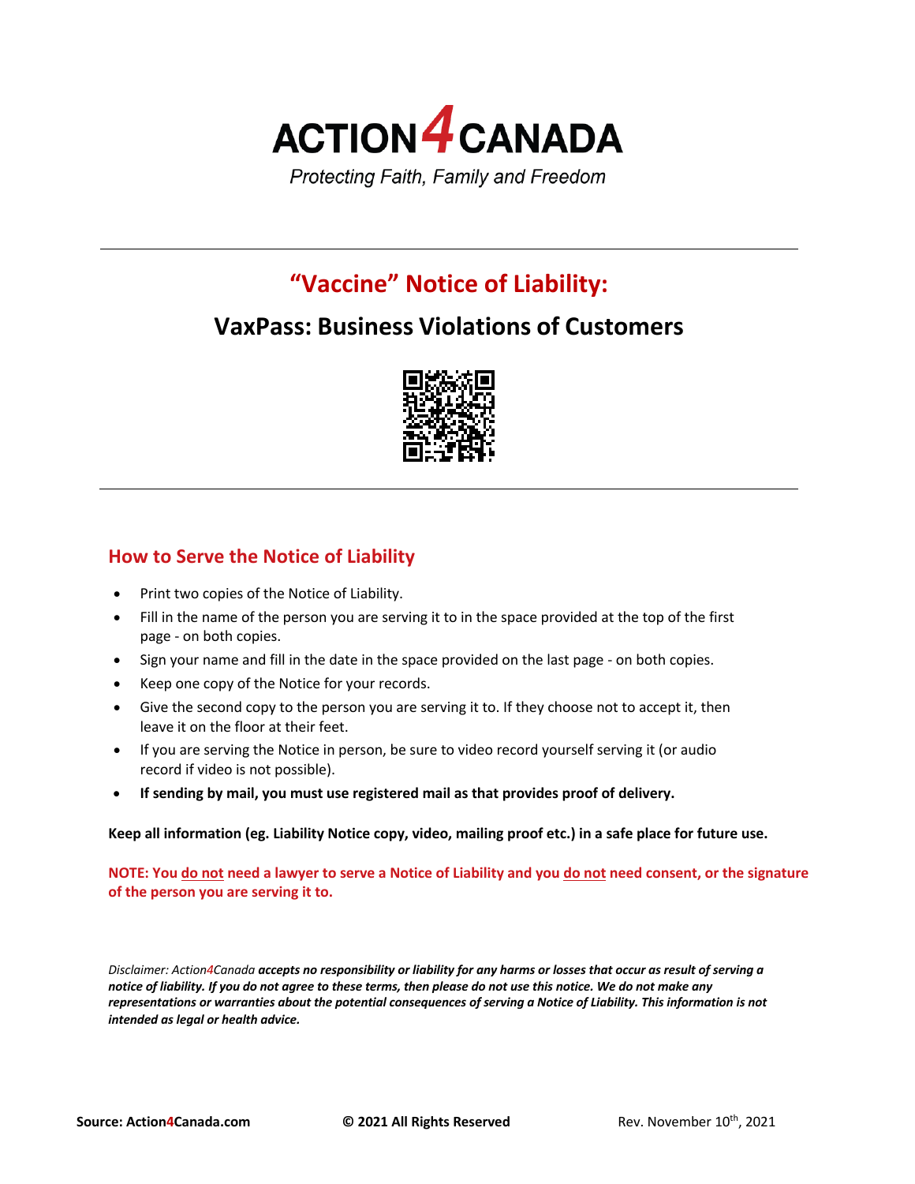# ACTION4CANADA

*Protecting Faith, Family and Freedom*

---

## "Vaccine" Notice of Liability:

## VaxPass: Business Violations of Customers

---

### How to Serve the Notice of Liability

- Print two copies of the Notice of Liability.
- Fill in the name of the person you are serving it to in the space provided at the top of the first page - on both copies.
- Sign your name and fill in the date in the space provided on the last page - on both copies.
- Keep one copy of the Notice for your records.
- Give the second copy to the person you are serving it to. If they choose not to accept it, then leave it on the floor at their feet.
- If you are serving the Notice in person, be sure to video record yourself serving it (or audio record if video is not possible).
- **If sending by mail, you must use registered mail as that provides proof of delivery.**

**Keep all information (eg. Liability Notice copy, video, mailing proof etc.) in a safe place for future use.**

**NOTE: You do not need a lawyer to serve a Notice of Liability and you do not need consent, or the signature of the person you are serving it to.**

*Disclaimer: Action4Canada* ***accepts no responsibility or liability for any harms or losses that occur as result of serving a notice of liability. If you do not agree to these terms, then please do not use this notice. We do not make any representations or warranties about the potential consequences of serving a Notice of Liability. This information is not intended as legal or health advice.***

**Source: Action4Canada.com** **© 2021 All Rights Reserved** Rev. November 10th, 2021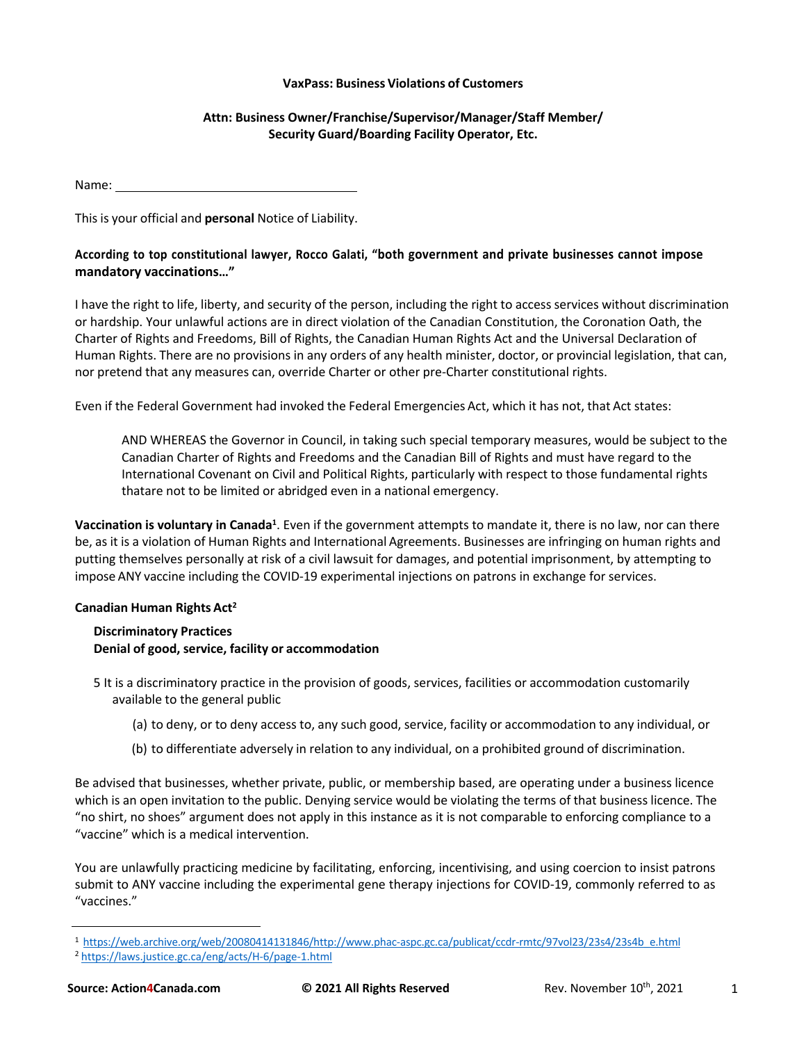**VaxPass: Business Violations of Customers**

**Attn: Business Owner/Franchise/Supervisor/Manager/Staff Member/ Security Guard/Boarding Facility Operator, Etc.**

Name: ___________________________________

This is your official and **personal** Notice of Liability.

**According to top constitutional lawyer, Rocco Galati, "both government and private businesses cannot impose mandatory vaccinations…"**

I have the right to life, liberty, and security of the person, including the right to access services without discrimination or hardship. Your unlawful actions are in direct violation of the Canadian Constitution, the Coronation Oath, the Charter of Rights and Freedoms, Bill of Rights, the Canadian Human Rights Act and the Universal Declaration of Human Rights. There are no provisions in any orders of any health minister, doctor, or provincial legislation, that can, nor pretend that any measures can, override Charter or other pre-Charter constitutional rights.

Even if the Federal Government had invoked the Federal Emergencies Act, which it has not, that Act states:

> AND WHEREAS the Governor in Council, in taking such special temporary measures, would be subject to the Canadian Charter of Rights and Freedoms and the Canadian Bill of Rights and must have regard to the International Covenant on Civil and Political Rights, particularly with respect to those fundamental rights thatare not to be limited or abridged even in a national emergency.

**Vaccination is voluntary in Canada**[1]. Even if the government attempts to mandate it, there is no law, nor can there be, as it is a violation of Human Rights and International Agreements. Businesses are infringing on human rights and putting themselves personally at risk of a civil lawsuit for damages, and potential imprisonment, by attempting to impose ANY vaccine including the COVID-19 experimental injections on patrons in exchange for services.

**Canadian Human Rights Act**[2]

**Discriminatory Practices**
**Denial of good, service, facility or accommodation**

5 It is a discriminatory practice in the provision of goods, services, facilities or accommodation customarily available to the general public

(a) to deny, or to deny access to, any such good, service, facility or accommodation to any individual, or

(b) to differentiate adversely in relation to any individual, on a prohibited ground of discrimination.

Be advised that businesses, whether private, public, or membership based, are operating under a business licence which is an open invitation to the public. Denying service would be violating the terms of that business licence. The "no shirt, no shoes" argument does not apply in this instance as it is not comparable to enforcing compliance to a "vaccine" which is a medical intervention.

You are unlawfully practicing medicine by facilitating, enforcing, incentivising, and using coercion to insist patrons submit to ANY vaccine including the experimental gene therapy injections for COVID-19, commonly referred to as "vaccines."

---

[1] https://web.archive.org/web/20080414131846/http://www.phac-aspc.gc.ca/publicat/ccdr-rmtc/97vol23/23s4/23s4b_e.html
[2] https://laws.justice.gc.ca/eng/acts/H-6/page-1.html

**Source: Action4Canada.com** **© 2021 All Rights Reserved** Rev. November 10th, 2021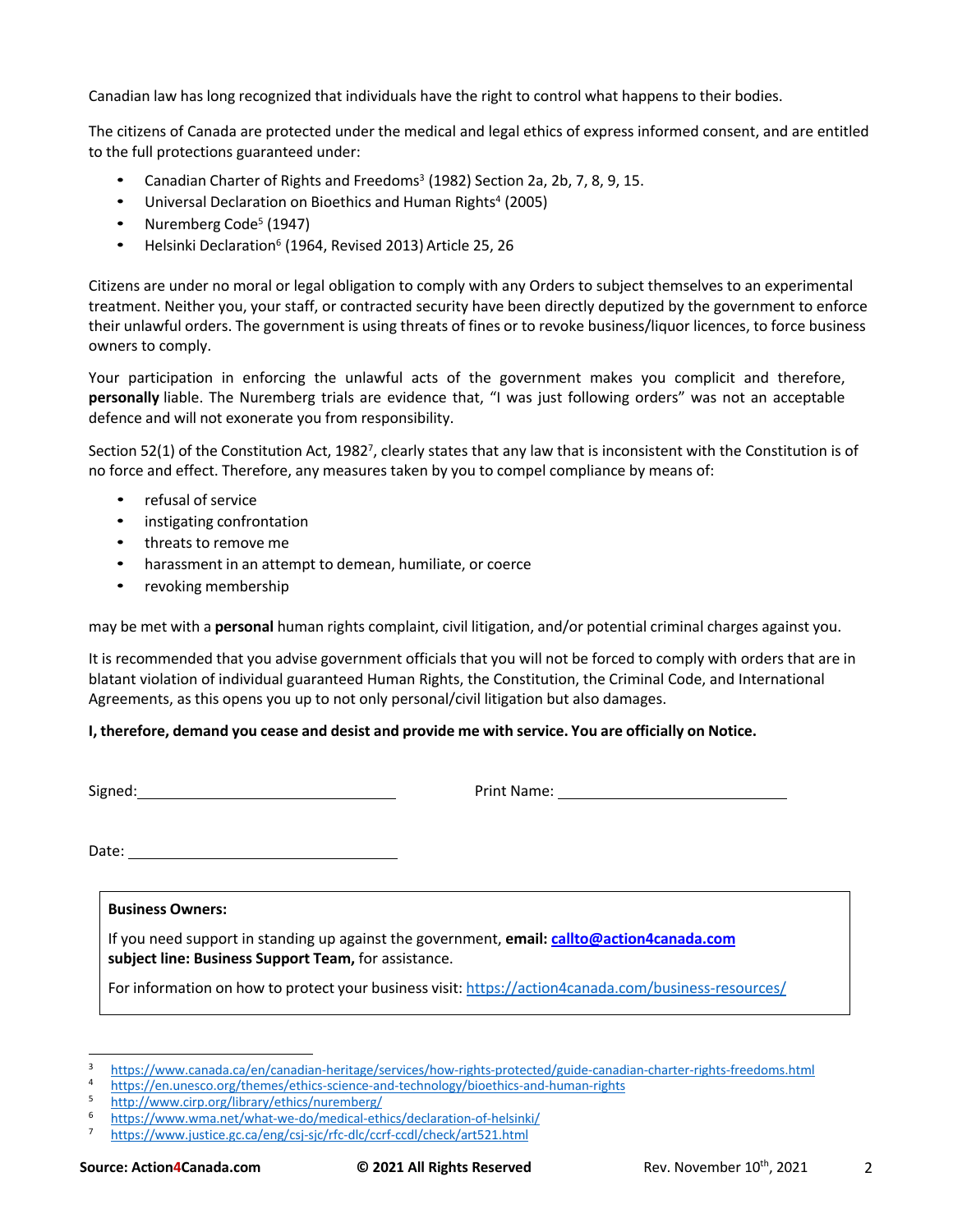Canadian law has long recognized that individuals have the right to control what happens to their bodies.

The citizens of Canada are protected under the medical and legal ethics of express informed consent, and are entitled to the full protections guaranteed under:

- Canadian Charter of Rights and Freedoms[3] (1982) Section 2a, 2b, 7, 8, 9, 15.
- Universal Declaration on Bioethics and Human Rights[4] (2005)
- Nuremberg Code[5] (1947)
- Helsinki Declaration[6] (1964, Revised 2013) Article 25, 26

Citizens are under no moral or legal obligation to comply with any Orders to subject themselves to an experimental treatment. Neither you, your staff, or contracted security have been directly deputized by the government to enforce their unlawful orders. The government is using threats of fines or to revoke business/liquor licences, to force business owners to comply.

Your participation in enforcing the unlawful acts of the government makes you complicit and therefore, **personally** liable. The Nuremberg trials are evidence that, "I was just following orders" was not an acceptable defence and will not exonerate you from responsibility.

Section 52(1) of the Constitution Act, 1982[7], clearly states that any law that is inconsistent with the Constitution is of no force and effect. Therefore, any measures taken by you to compel compliance by means of:

- refusal of service
- instigating confrontation
- threats to remove me
- harassment in an attempt to demean, humiliate, or coerce
- revoking membership

may be met with a **personal** human rights complaint, civil litigation, and/or potential criminal charges against you.

It is recommended that you advise government officials that you will not be forced to comply with orders that are in blatant violation of individual guaranteed Human Rights, the Constitution, the Criminal Code, and International Agreements, as this opens you up to not only personal/civil litigation but also damages.

**I, therefore, demand you cease and desist and provide me with service. You are officially on Notice.**

Signed: ______________________________ Print Name: ______________________________

Date: ______________________________

**Business Owners:**

If you need support in standing up against the government, **email: callto@action4canada.com subject line: Business Support Team,** for assistance.

For information on how to protect your business visit: https://action4canada.com/business-resources/

---

3 https://www.canada.ca/en/canadian-heritage/services/how-rights-protected/guide-canadian-charter-rights-freedoms.html
4 https://en.unesco.org/themes/ethics-science-and-technology/bioethics-and-human-rights
5 http://www.cirp.org/library/ethics/nuremberg/
6 https://www.wma.net/what-we-do/medical-ethics/declaration-of-helsinki/
7 https://www.justice.gc.ca/eng/csj-sjc/rfc-dlc/ccrf-ccdl/check/art521.html

**Source: Action4Canada.com** **© 2021 All Rights Reserved** Rev. November 10th, 2021